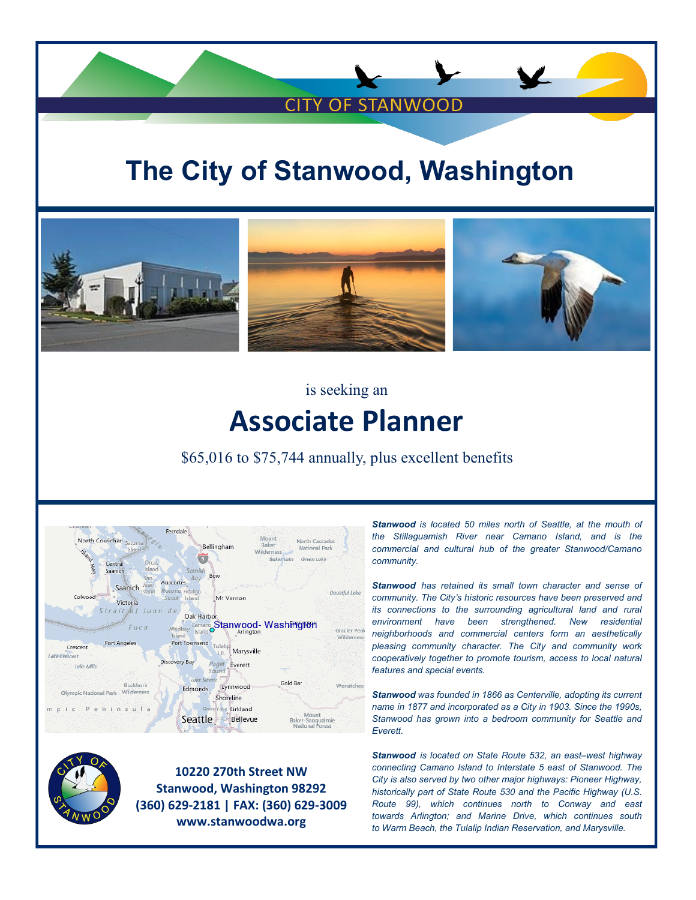CITY OF STANWOOD

# The City of Stanwood, Washington

is seeking an

## Associate Planner

$65,016 to $75,744 annually, plus excellent benefits

***Stanwood*** *is located 50 miles north of Seattle, at the mouth of the Stillaguamish River near Camano Island, and is the commercial and cultural hub of the greater Stanwood/Camano community.*

***Stanwood*** *has retained its small town character and sense of community. The City's historic resources have been preserved and its connections to the surrounding agricultural land and rural environment have been strengthened. New residential neighborhoods and commercial centers form an aesthetically pleasing community character. The City and community work cooperatively together to promote tourism, access to local natural features and special events.*

***Stanwood*** *was founded in 1866 as Centerville, adopting its current name in 1877 and incorporated as a City in 1903. Since the 1990s, Stanwood has grown into a bedroom community for Seattle and Everett.*

***Stanwood*** *is located on State Route 532, an east–west highway connecting Camano Island to Interstate 5 east of Stanwood. The City is also served by two other major highways: Pioneer Highway, historically part of State Route 530 and the Pacific Highway (U.S. Route 99), which continues north to Conway and east towards Arlington; and Marine Drive, which continues south to Warm Beach, the Tulalip Indian Reservation, and Marysville.*

**10220 270th Street NW**
**Stanwood, Washington 98292**
**(360) 629-2181 | FAX: (360) 629-3009**
**www.stanwoodwa.org**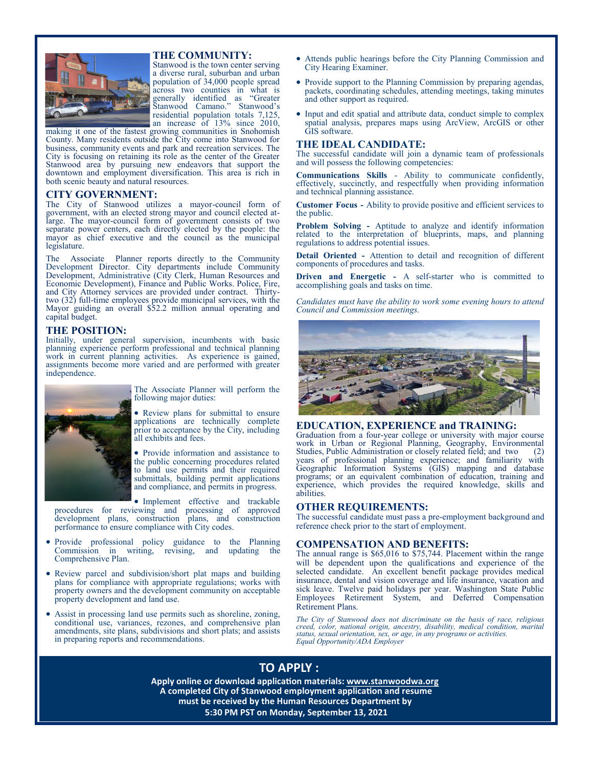## THE COMMUNITY:

Stanwood is the town center serving a diverse rural, suburban and urban population of 34,000 people spread across two counties in what is generally identified as "Greater Stanwood Camano." Stanwood's residential population totals 7,125, an increase of 13% since 2010, making it one of the fastest growing communities in Snohomish County. Many residents outside the City come into Stanwood for business, community events and park and recreation services. The City is focusing on retaining its role as the center of the Greater Stanwood area by pursuing new endeavors that support the downtown and employment diversification. This area is rich in both scenic beauty and natural resources.

## CITY GOVERNMENT:

The City of Stanwood utilizes a mayor-council form of government, with an elected strong mayor and council elected at-large. The mayor-council form of government consists of two separate power centers, each directly elected by the people: the mayor as chief executive and the council as the municipal legislature.

The Associate Planner reports directly to the Community Development Director. City departments include Community Development, Administrative (City Clerk, Human Resources and Economic Development), Finance and Public Works. Police, Fire, and City Attorney services are provided under contract. Thirty-two (32) full-time employees provide municipal services, with the Mayor guiding an overall $52.2 million annual operating and capital budget.

## THE POSITION:

Initially, under general supervision, incumbents with basic planning experience perform professional and technical planning work in current planning activities. As experience is gained, assignments become more varied and are performed with greater independence.

The Associate Planner will perform the following major duties:

- Review plans for submittal to ensure applications are technically complete prior to acceptance by the City, including all exhibits and fees.
- Provide information and assistance to the public concerning procedures related to land use permits and their required submittals, building permit applications and compliance, and permits in progress.
- Implement effective and trackable procedures for reviewing and processing of approved development plans, construction plans, and construction performance to ensure compliance with City codes.
- Provide professional policy guidance to the Planning Commission in writing, revising, and updating the Comprehensive Plan.
- Review parcel and subdivision/short plat maps and building plans for compliance with appropriate regulations; works with property owners and the development community on acceptable property development and land use.
- Assist in processing land use permits such as shoreline, zoning, conditional use, variances, rezones, and comprehensive plan amendments, site plans, subdivisions and short plats; and assists in preparing reports and recommendations.
- Attends public hearings before the City Planning Commission and City Hearing Examiner.
- Provide support to the Planning Commission by preparing agendas, packets, coordinating schedules, attending meetings, taking minutes and other support as required.
- Input and edit spatial and attribute data, conduct simple to complex spatial analysis, prepares maps using ArcView, ArcGIS or other GIS software.

## THE IDEAL CANDIDATE:

The successful candidate will join a dynamic team of professionals and will possess the following competencies:

**Communications Skills** - Ability to communicate confidently, effectively, succinctly, and respectfully when providing information and technical planning assistance.

**Customer Focus -** Ability to provide positive and efficient services to the public.

**Problem Solving -** Aptitude to analyze and identify information related to the interpretation of blueprints, maps, and planning regulations to address potential issues.

**Detail Oriented -** Attention to detail and recognition of different components of procedures and tasks.

**Driven and Energetic -** A self-starter who is committed to accomplishing goals and tasks on time.

*Candidates must have the ability to work some evening hours to attend Council and Commission meetings.*

## EDUCATION, EXPERIENCE and TRAINING:

Graduation from a four-year college or university with major course work in Urban or Regional Planning, Geography, Environmental Studies, Public Administration or closely related field; and two (2) years of professional planning experience; and familiarity with Geographic Information Systems (GIS) mapping and database programs; or an equivalent combination of education, training and experience, which provides the required knowledge, skills and abilities.

## OTHER REQUIREMENTS:

The successful candidate must pass a pre-employment background and reference check prior to the start of employment.

## COMPENSATION AND BENEFITS:

The annual range is $65,016 to $75,744. Placement within the range will be dependent upon the qualifications and experience of the selected candidate. An excellent benefit package provides medical insurance, dental and vision coverage and life insurance, vacation and sick leave. Twelve paid holidays per year. Washington State Public Employees Retirement System, and Deferred Compensation Retirement Plans.

*The City of Stanwood does not discriminate on the basis of race, religious creed, color, national origin, ancestry, disability, medical condition, marital status, sexual orientation, sex, or age, in any programs or activities.*
*Equal Opportunity/ADA Employer*

## TO APPLY :

**Apply online or download application materials: www.stanwoodwa.org**
**A completed City of Stanwood employment application and resume must be received by the Human Resources Department by 5:30 PM PST on Monday, September 13, 2021**